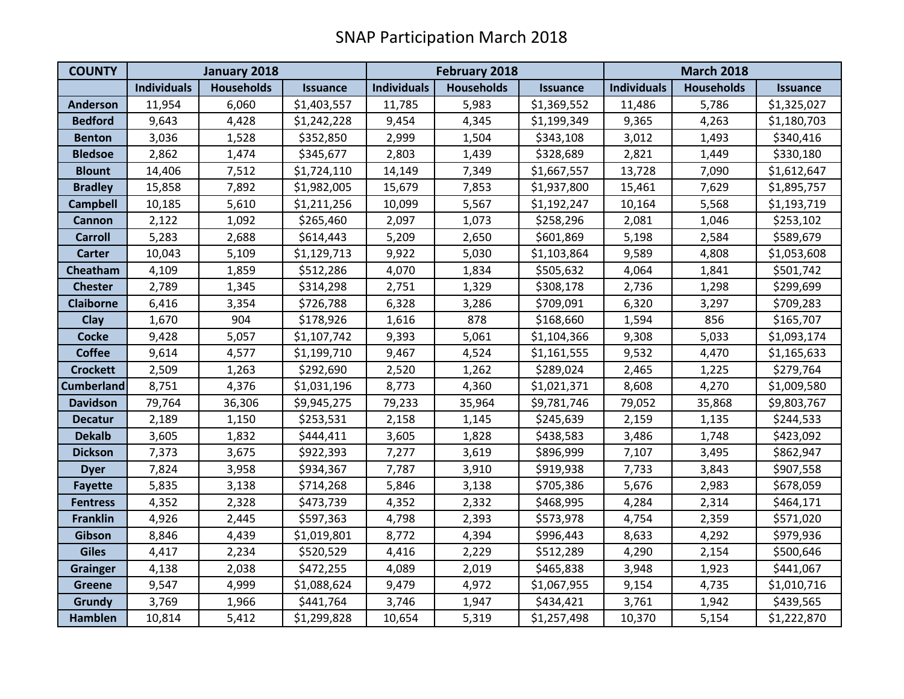# SNAP Participation March 2018

| COUNTY | January 2018 | | | February 2018 | | | March 2018 | | |
|---|---|---|---|---|---|---|---|---|---|
| | Individuals | Households | Issuance | Individuals | Households | Issuance | Individuals | Households | Issuance |
| Anderson | 11,954 | 6,060 | $1,403,557 | 11,785 | 5,983 | $1,369,552 | 11,486 | 5,786 | $1,325,027 |
| Bedford | 9,643 | 4,428 | $1,242,228 | 9,454 | 4,345 | $1,199,349 | 9,365 | 4,263 | $1,180,703 |
| Benton | 3,036 | 1,528 | $352,850 | 2,999 | 1,504 | $343,108 | 3,012 | 1,493 | $340,416 |
| Bledsoe | 2,862 | 1,474 | $345,677 | 2,803 | 1,439 | $328,689 | 2,821 | 1,449 | $330,180 |
| Blount | 14,406 | 7,512 | $1,724,110 | 14,149 | 7,349 | $1,667,557 | 13,728 | 7,090 | $1,612,647 |
| Bradley | 15,858 | 7,892 | $1,982,005 | 15,679 | 7,853 | $1,937,800 | 15,461 | 7,629 | $1,895,757 |
| Campbell | 10,185 | 5,610 | $1,211,256 | 10,099 | 5,567 | $1,192,247 | 10,164 | 5,568 | $1,193,719 |
| Cannon | 2,122 | 1,092 | $265,460 | 2,097 | 1,073 | $258,296 | 2,081 | 1,046 | $253,102 |
| Carroll | 5,283 | 2,688 | $614,443 | 5,209 | 2,650 | $601,869 | 5,198 | 2,584 | $589,679 |
| Carter | 10,043 | 5,109 | $1,129,713 | 9,922 | 5,030 | $1,103,864 | 9,589 | 4,808 | $1,053,608 |
| Cheatham | 4,109 | 1,859 | $512,286 | 4,070 | 1,834 | $505,632 | 4,064 | 1,841 | $501,742 |
| Chester | 2,789 | 1,345 | $314,298 | 2,751 | 1,329 | $308,178 | 2,736 | 1,298 | $299,699 |
| Claiborne | 6,416 | 3,354 | $726,788 | 6,328 | 3,286 | $709,091 | 6,320 | 3,297 | $709,283 |
| Clay | 1,670 | 904 | $178,926 | 1,616 | 878 | $168,660 | 1,594 | 856 | $165,707 |
| Cocke | 9,428 | 5,057 | $1,107,742 | 9,393 | 5,061 | $1,104,366 | 9,308 | 5,033 | $1,093,174 |
| Coffee | 9,614 | 4,577 | $1,199,710 | 9,467 | 4,524 | $1,161,555 | 9,532 | 4,470 | $1,165,633 |
| Crockett | 2,509 | 1,263 | $292,690 | 2,520 | 1,262 | $289,024 | 2,465 | 1,225 | $279,764 |
| Cumberland | 8,751 | 4,376 | $1,031,196 | 8,773 | 4,360 | $1,021,371 | 8,608 | 4,270 | $1,009,580 |
| Davidson | 79,764 | 36,306 | $9,945,275 | 79,233 | 35,964 | $9,781,746 | 79,052 | 35,868 | $9,803,767 |
| Decatur | 2,189 | 1,150 | $253,531 | 2,158 | 1,145 | $245,639 | 2,159 | 1,135 | $244,533 |
| Dekalb | 3,605 | 1,832 | $444,411 | 3,605 | 1,828 | $438,583 | 3,486 | 1,748 | $423,092 |
| Dickson | 7,373 | 3,675 | $922,393 | 7,277 | 3,619 | $896,999 | 7,107 | 3,495 | $862,947 |
| Dyer | 7,824 | 3,958 | $934,367 | 7,787 | 3,910 | $919,938 | 7,733 | 3,843 | $907,558 |
| Fayette | 5,835 | 3,138 | $714,268 | 5,846 | 3,138 | $705,386 | 5,676 | 2,983 | $678,059 |
| Fentress | 4,352 | 2,328 | $473,739 | 4,352 | 2,332 | $468,995 | 4,284 | 2,314 | $464,171 |
| Franklin | 4,926 | 2,445 | $597,363 | 4,798 | 2,393 | $573,978 | 4,754 | 2,359 | $571,020 |
| Gibson | 8,846 | 4,439 | $1,019,801 | 8,772 | 4,394 | $996,443 | 8,633 | 4,292 | $979,936 |
| Giles | 4,417 | 2,234 | $520,529 | 4,416 | 2,229 | $512,289 | 4,290 | 2,154 | $500,646 |
| Grainger | 4,138 | 2,038 | $472,255 | 4,089 | 2,019 | $465,838 | 3,948 | 1,923 | $441,067 |
| Greene | 9,547 | 4,999 | $1,088,624 | 9,479 | 4,972 | $1,067,955 | 9,154 | 4,735 | $1,010,716 |
| Grundy | 3,769 | 1,966 | $441,764 | 3,746 | 1,947 | $434,421 | 3,761 | 1,942 | $439,565 |
| Hamblen | 10,814 | 5,412 | $1,299,828 | 10,654 | 5,319 | $1,257,498 | 10,370 | 5,154 | $1,222,870 |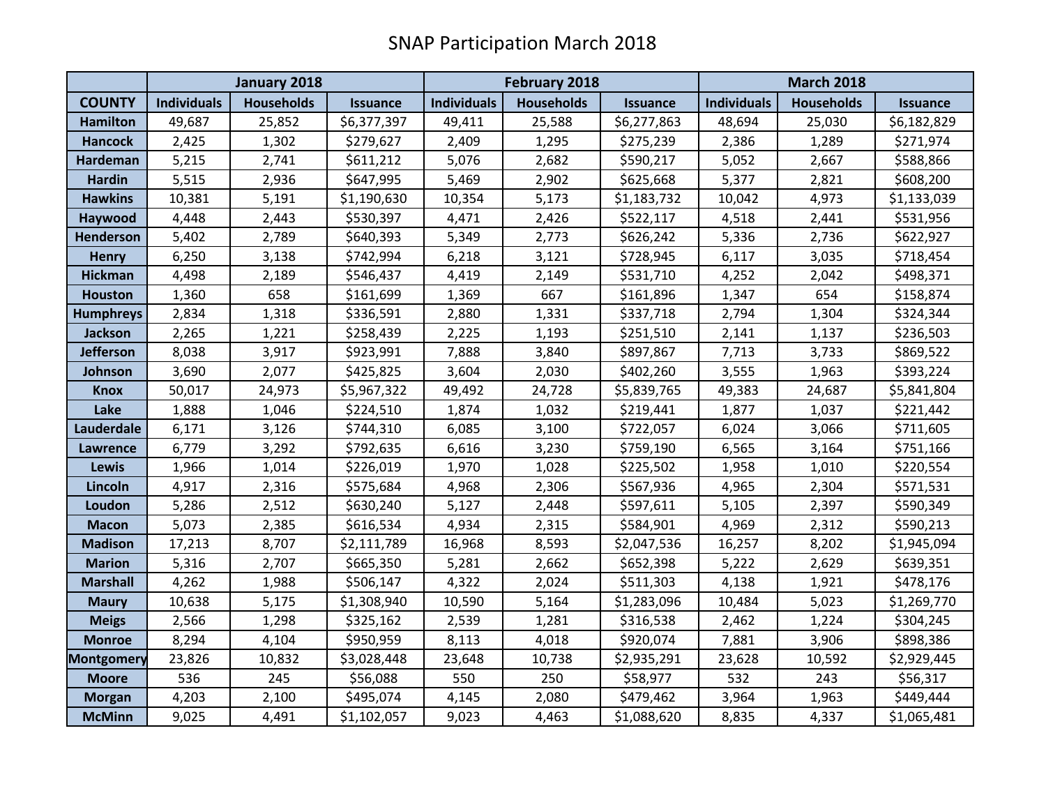# SNAP Participation March 2018

| | January 2018 | | | February 2018 | | | March 2018 | | |
|---|---|---|---|---|---|---|---|---|---|
| **COUNTY** | **Individuals** | **Households** | **Issuance** | **Individuals** | **Households** | **Issuance** | **Individuals** | **Households** | **Issuance** |
| **Hamilton** | 49,687 | 25,852 | $6,377,397 | 49,411 | 25,588 | $6,277,863 | 48,694 | 25,030 | $6,182,829 |
| **Hancock** | 2,425 | 1,302 | $279,627 | 2,409 | 1,295 | $275,239 | 2,386 | 1,289 | $271,974 |
| **Hardeman** | 5,215 | 2,741 | $611,212 | 5,076 | 2,682 | $590,217 | 5,052 | 2,667 | $588,866 |
| **Hardin** | 5,515 | 2,936 | $647,995 | 5,469 | 2,902 | $625,668 | 5,377 | 2,821 | $608,200 |
| **Hawkins** | 10,381 | 5,191 | $1,190,630 | 10,354 | 5,173 | $1,183,732 | 10,042 | 4,973 | $1,133,039 |
| **Haywood** | 4,448 | 2,443 | $530,397 | 4,471 | 2,426 | $522,117 | 4,518 | 2,441 | $531,956 |
| **Henderson** | 5,402 | 2,789 | $640,393 | 5,349 | 2,773 | $626,242 | 5,336 | 2,736 | $622,927 |
| **Henry** | 6,250 | 3,138 | $742,994 | 6,218 | 3,121 | $728,945 | 6,117 | 3,035 | $718,454 |
| **Hickman** | 4,498 | 2,189 | $546,437 | 4,419 | 2,149 | $531,710 | 4,252 | 2,042 | $498,371 |
| **Houston** | 1,360 | 658 | $161,699 | 1,369 | 667 | $161,896 | 1,347 | 654 | $158,874 |
| **Humphreys** | 2,834 | 1,318 | $336,591 | 2,880 | 1,331 | $337,718 | 2,794 | 1,304 | $324,344 |
| **Jackson** | 2,265 | 1,221 | $258,439 | 2,225 | 1,193 | $251,510 | 2,141 | 1,137 | $236,503 |
| **Jefferson** | 8,038 | 3,917 | $923,991 | 7,888 | 3,840 | $897,867 | 7,713 | 3,733 | $869,522 |
| **Johnson** | 3,690 | 2,077 | $425,825 | 3,604 | 2,030 | $402,260 | 3,555 | 1,963 | $393,224 |
| **Knox** | 50,017 | 24,973 | $5,967,322 | 49,492 | 24,728 | $5,839,765 | 49,383 | 24,687 | $5,841,804 |
| **Lake** | 1,888 | 1,046 | $224,510 | 1,874 | 1,032 | $219,441 | 1,877 | 1,037 | $221,442 |
| **Lauderdale** | 6,171 | 3,126 | $744,310 | 6,085 | 3,100 | $722,057 | 6,024 | 3,066 | $711,605 |
| **Lawrence** | 6,779 | 3,292 | $792,635 | 6,616 | 3,230 | $759,190 | 6,565 | 3,164 | $751,166 |
| **Lewis** | 1,966 | 1,014 | $226,019 | 1,970 | 1,028 | $225,502 | 1,958 | 1,010 | $220,554 |
| **Lincoln** | 4,917 | 2,316 | $575,684 | 4,968 | 2,306 | $567,936 | 4,965 | 2,304 | $571,531 |
| **Loudon** | 5,286 | 2,512 | $630,240 | 5,127 | 2,448 | $597,611 | 5,105 | 2,397 | $590,349 |
| **Macon** | 5,073 | 2,385 | $616,534 | 4,934 | 2,315 | $584,901 | 4,969 | 2,312 | $590,213 |
| **Madison** | 17,213 | 8,707 | $2,111,789 | 16,968 | 8,593 | $2,047,536 | 16,257 | 8,202 | $1,945,094 |
| **Marion** | 5,316 | 2,707 | $665,350 | 5,281 | 2,662 | $652,398 | 5,222 | 2,629 | $639,351 |
| **Marshall** | 4,262 | 1,988 | $506,147 | 4,322 | 2,024 | $511,303 | 4,138 | 1,921 | $478,176 |
| **Maury** | 10,638 | 5,175 | $1,308,940 | 10,590 | 5,164 | $1,283,096 | 10,484 | 5,023 | $1,269,770 |
| **Meigs** | 2,566 | 1,298 | $325,162 | 2,539 | 1,281 | $316,538 | 2,462 | 1,224 | $304,245 |
| **Monroe** | 8,294 | 4,104 | $950,959 | 8,113 | 4,018 | $920,074 | 7,881 | 3,906 | $898,386 |
| **Montgomery** | 23,826 | 10,832 | $3,028,448 | 23,648 | 10,738 | $2,935,291 | 23,628 | 10,592 | $2,929,445 |
| **Moore** | 536 | 245 | $56,088 | 550 | 250 | $58,977 | 532 | 243 | $56,317 |
| **Morgan** | 4,203 | 2,100 | $495,074 | 4,145 | 2,080 | $479,462 | 3,964 | 1,963 | $449,444 |
| **McMinn** | 9,025 | 4,491 | $1,102,057 | 9,023 | 4,463 | $1,088,620 | 8,835 | 4,337 | $1,065,481 |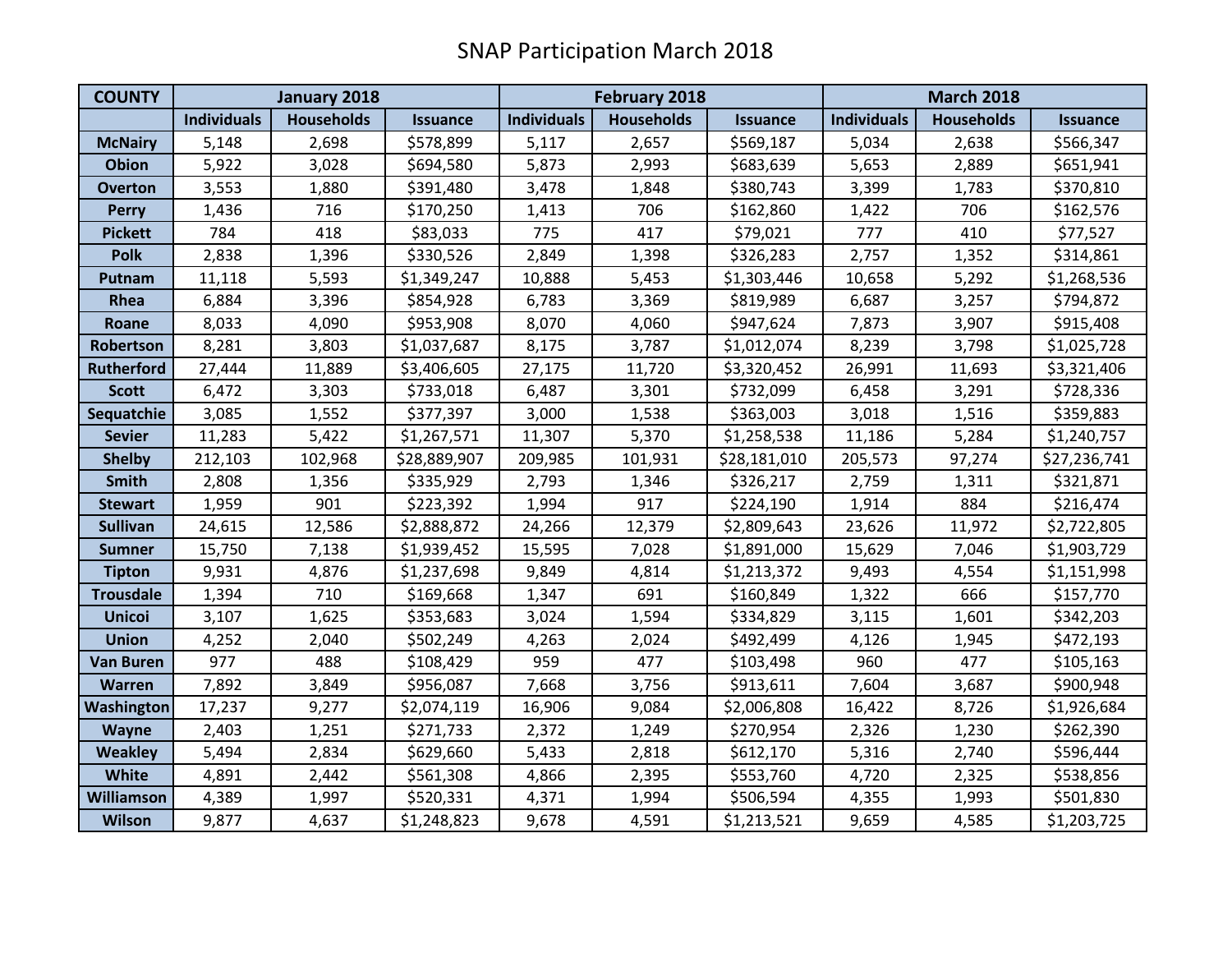# SNAP Participation March 2018

| COUNTY | January 2018 | | | February 2018 | | | March 2018 | | |
|---|---|---|---|---|---|---|---|---|---|
| | Individuals | Households | Issuance | Individuals | Households | Issuance | Individuals | Households | Issuance |
| McNairy | 5,148 | 2,698 | $578,899 | 5,117 | 2,657 | $569,187 | 5,034 | 2,638 | $566,347 |
| Obion | 5,922 | 3,028 | $694,580 | 5,873 | 2,993 | $683,639 | 5,653 | 2,889 | $651,941 |
| Overton | 3,553 | 1,880 | $391,480 | 3,478 | 1,848 | $380,743 | 3,399 | 1,783 | $370,810 |
| Perry | 1,436 | 716 | $170,250 | 1,413 | 706 | $162,860 | 1,422 | 706 | $162,576 |
| Pickett | 784 | 418 | $83,033 | 775 | 417 | $79,021 | 777 | 410 | $77,527 |
| Polk | 2,838 | 1,396 | $330,526 | 2,849 | 1,398 | $326,283 | 2,757 | 1,352 | $314,861 |
| Putnam | 11,118 | 5,593 | $1,349,247 | 10,888 | 5,453 | $1,303,446 | 10,658 | 5,292 | $1,268,536 |
| Rhea | 6,884 | 3,396 | $854,928 | 6,783 | 3,369 | $819,989 | 6,687 | 3,257 | $794,872 |
| Roane | 8,033 | 4,090 | $953,908 | 8,070 | 4,060 | $947,624 | 7,873 | 3,907 | $915,408 |
| Robertson | 8,281 | 3,803 | $1,037,687 | 8,175 | 3,787 | $1,012,074 | 8,239 | 3,798 | $1,025,728 |
| Rutherford | 27,444 | 11,889 | $3,406,605 | 27,175 | 11,720 | $3,320,452 | 26,991 | 11,693 | $3,321,406 |
| Scott | 6,472 | 3,303 | $733,018 | 6,487 | 3,301 | $732,099 | 6,458 | 3,291 | $728,336 |
| Sequatchie | 3,085 | 1,552 | $377,397 | 3,000 | 1,538 | $363,003 | 3,018 | 1,516 | $359,883 |
| Sevier | 11,283 | 5,422 | $1,267,571 | 11,307 | 5,370 | $1,258,538 | 11,186 | 5,284 | $1,240,757 |
| Shelby | 212,103 | 102,968 | $28,889,907 | 209,985 | 101,931 | $28,181,010 | 205,573 | 97,274 | $27,236,741 |
| Smith | 2,808 | 1,356 | $335,929 | 2,793 | 1,346 | $326,217 | 2,759 | 1,311 | $321,871 |
| Stewart | 1,959 | 901 | $223,392 | 1,994 | 917 | $224,190 | 1,914 | 884 | $216,474 |
| Sullivan | 24,615 | 12,586 | $2,888,872 | 24,266 | 12,379 | $2,809,643 | 23,626 | 11,972 | $2,722,805 |
| Sumner | 15,750 | 7,138 | $1,939,452 | 15,595 | 7,028 | $1,891,000 | 15,629 | 7,046 | $1,903,729 |
| Tipton | 9,931 | 4,876 | $1,237,698 | 9,849 | 4,814 | $1,213,372 | 9,493 | 4,554 | $1,151,998 |
| Trousdale | 1,394 | 710 | $169,668 | 1,347 | 691 | $160,849 | 1,322 | 666 | $157,770 |
| Unicoi | 3,107 | 1,625 | $353,683 | 3,024 | 1,594 | $334,829 | 3,115 | 1,601 | $342,203 |
| Union | 4,252 | 2,040 | $502,249 | 4,263 | 2,024 | $492,499 | 4,126 | 1,945 | $472,193 |
| Van Buren | 977 | 488 | $108,429 | 959 | 477 | $103,498 | 960 | 477 | $105,163 |
| Warren | 7,892 | 3,849 | $956,087 | 7,668 | 3,756 | $913,611 | 7,604 | 3,687 | $900,948 |
| Washington | 17,237 | 9,277 | $2,074,119 | 16,906 | 9,084 | $2,006,808 | 16,422 | 8,726 | $1,926,684 |
| Wayne | 2,403 | 1,251 | $271,733 | 2,372 | 1,249 | $270,954 | 2,326 | 1,230 | $262,390 |
| Weakley | 5,494 | 2,834 | $629,660 | 5,433 | 2,818 | $612,170 | 5,316 | 2,740 | $596,444 |
| White | 4,891 | 2,442 | $561,308 | 4,866 | 2,395 | $553,760 | 4,720 | 2,325 | $538,856 |
| Williamson | 4,389 | 1,997 | $520,331 | 4,371 | 1,994 | $506,594 | 4,355 | 1,993 | $501,830 |
| Wilson | 9,877 | 4,637 | $1,248,823 | 9,678 | 4,591 | $1,213,521 | 9,659 | 4,585 | $1,203,725 |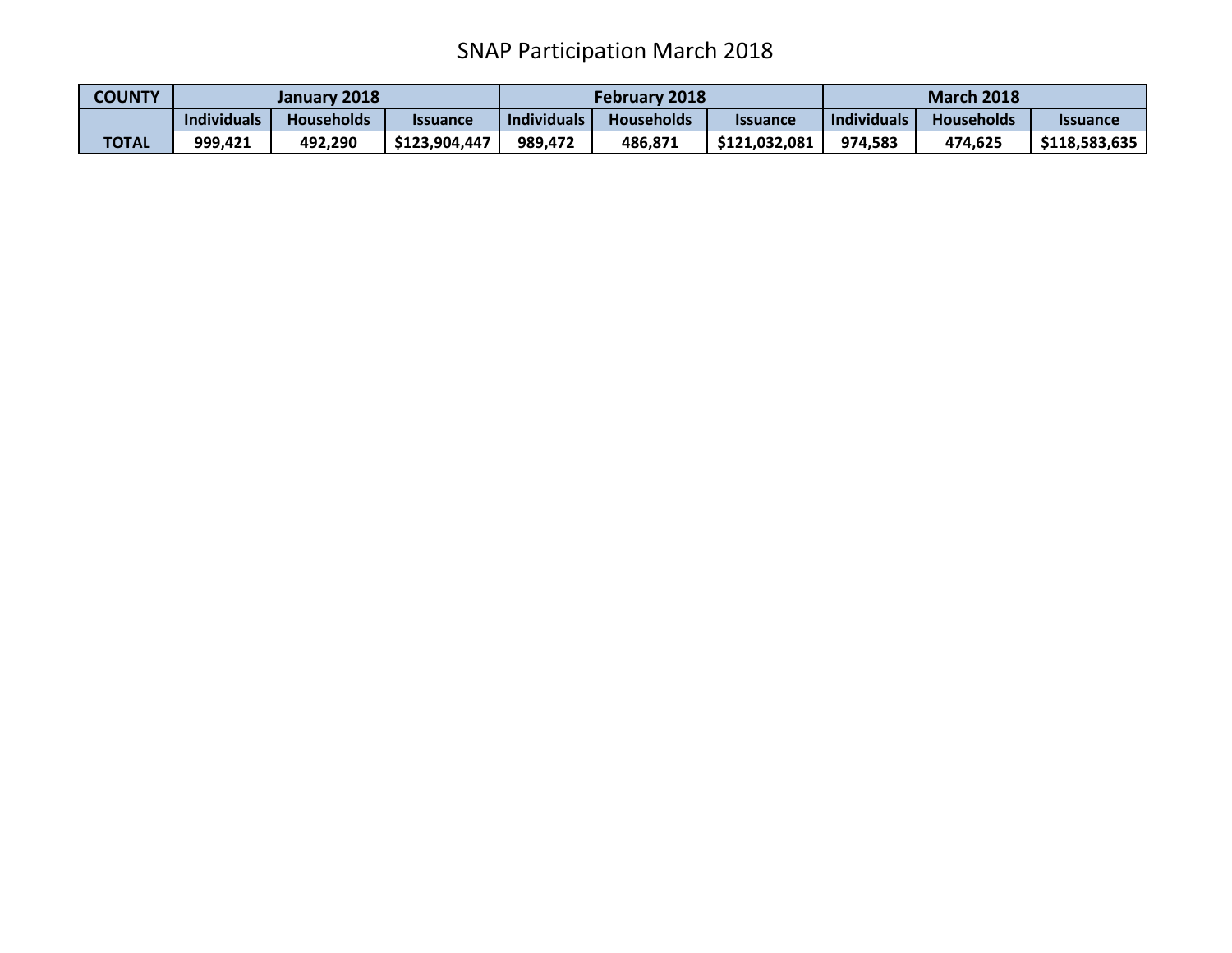# SNAP Participation March 2018

| COUNTY | January 2018 | | | February 2018 | | | March 2018 | | |
|---|---|---|---|---|---|---|---|---|---|
| | Individuals | Households | Issuance | Individuals | Households | Issuance | Individuals | Households | Issuance |
| TOTAL | 999,421 | 492,290 | $123,904,447 | 989,472 | 486,871 | $121,032,081 | 974,583 | 474,625 | $118,583,635 |